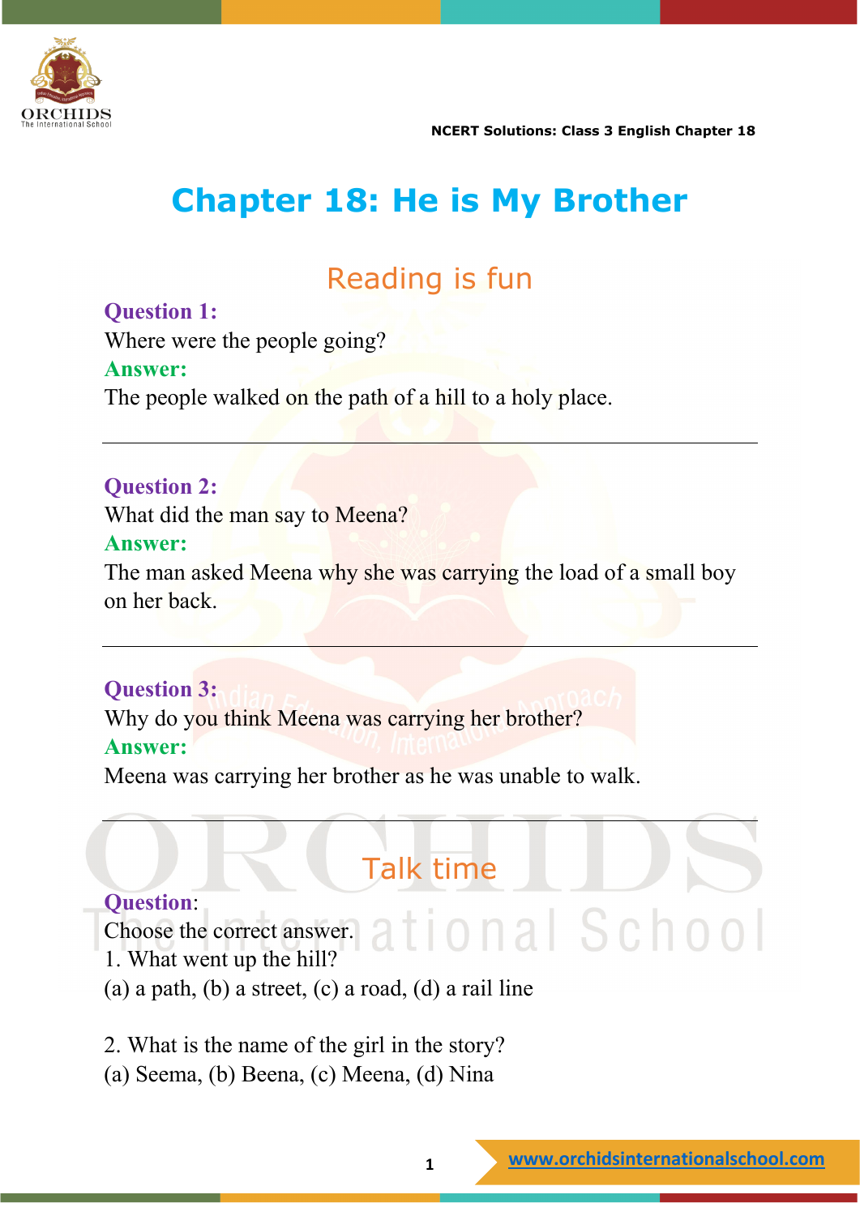# Chapter 18: He is My Brother

## Reading is fun

**Question 1:**
Where were the people going?
**Answer:**
The people walked on the path of a hill to a holy place.

---

**Question 2:**
What did the man say to Meena?
**Answer:**
The man asked Meena why she was carrying the load of a small boy on her back.

---

**Question 3:**
Why do you think Meena was carrying her brother?
**Answer:**
Meena was carrying her brother as he was unable to walk.

---

## Talk time

**Question**:
Choose the correct answer.
1. What went up the hill?
(a) a path, (b) a street, (c) a road, (d) a rail line

2. What is the name of the girl in the story?
(a) Seema, (b) Beena, (c) Meena, (d) Nina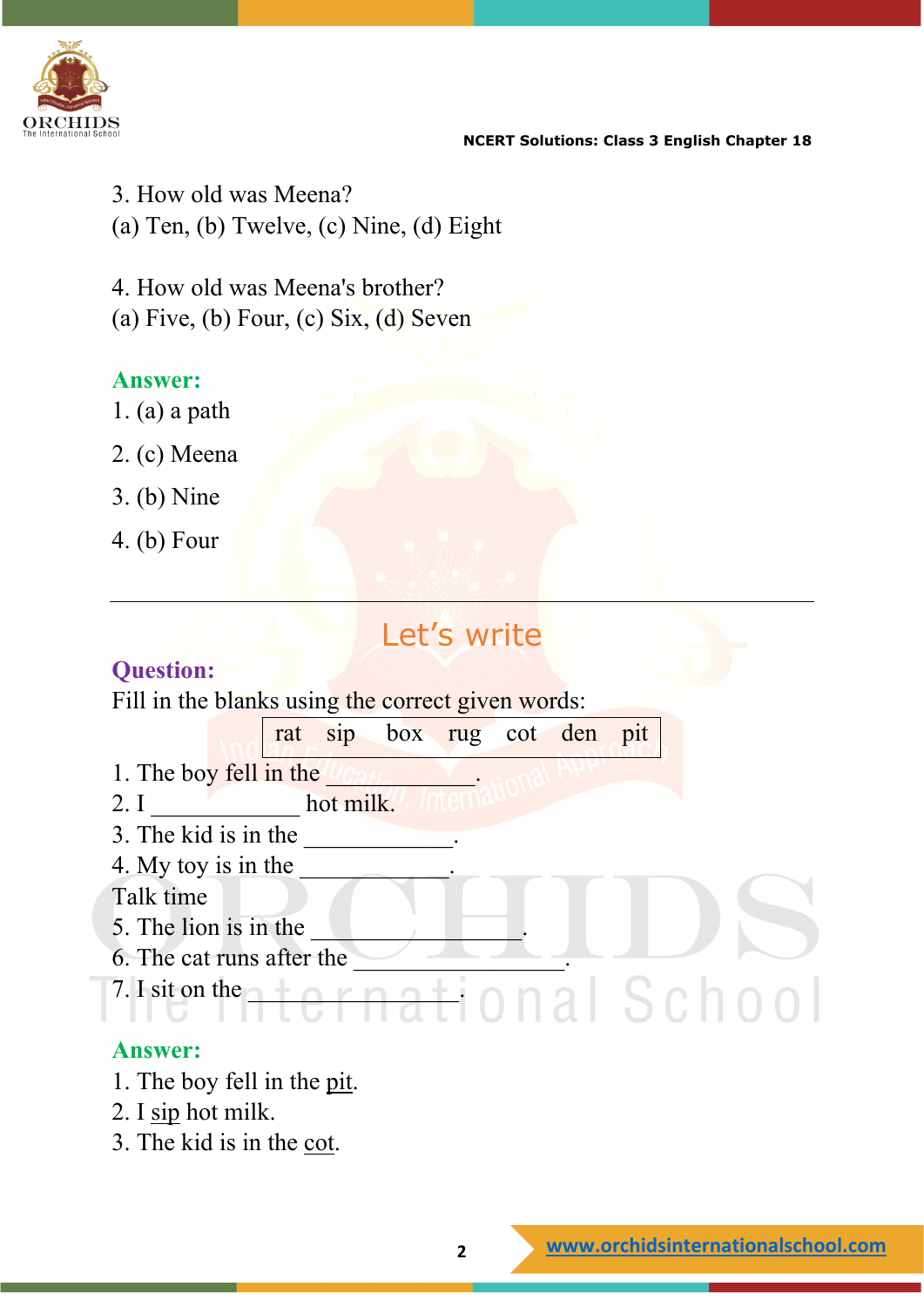3. How old was Meena?
(a) Ten, (b) Twelve, (c) Nine, (d) Eight

4. How old was Meena's brother?
(a) Five, (b) Four, (c) Six, (d) Seven

**Answer:**

1. (a) a path
2. (c) Meena
3. (b) Nine
4. (b) Four

---

## Let's write

**Question:**

Fill in the blanks using the correct given words:

| rat | sip | box | rug | cot | den | pit |
|---|---|---|---|---|---|---|

1. The boy fell in the ___________.
2. I ____________ hot milk.
3. The kid is in the ____________.
4. My toy is in the ____________.

Talk time

5. The lion is in the ________________.
6. The cat runs after the _________________.
7. I sit on the _____________.

**Answer:**

1. The boy fell in the pit.
2. I sip hot milk.
3. The kid is in the cot.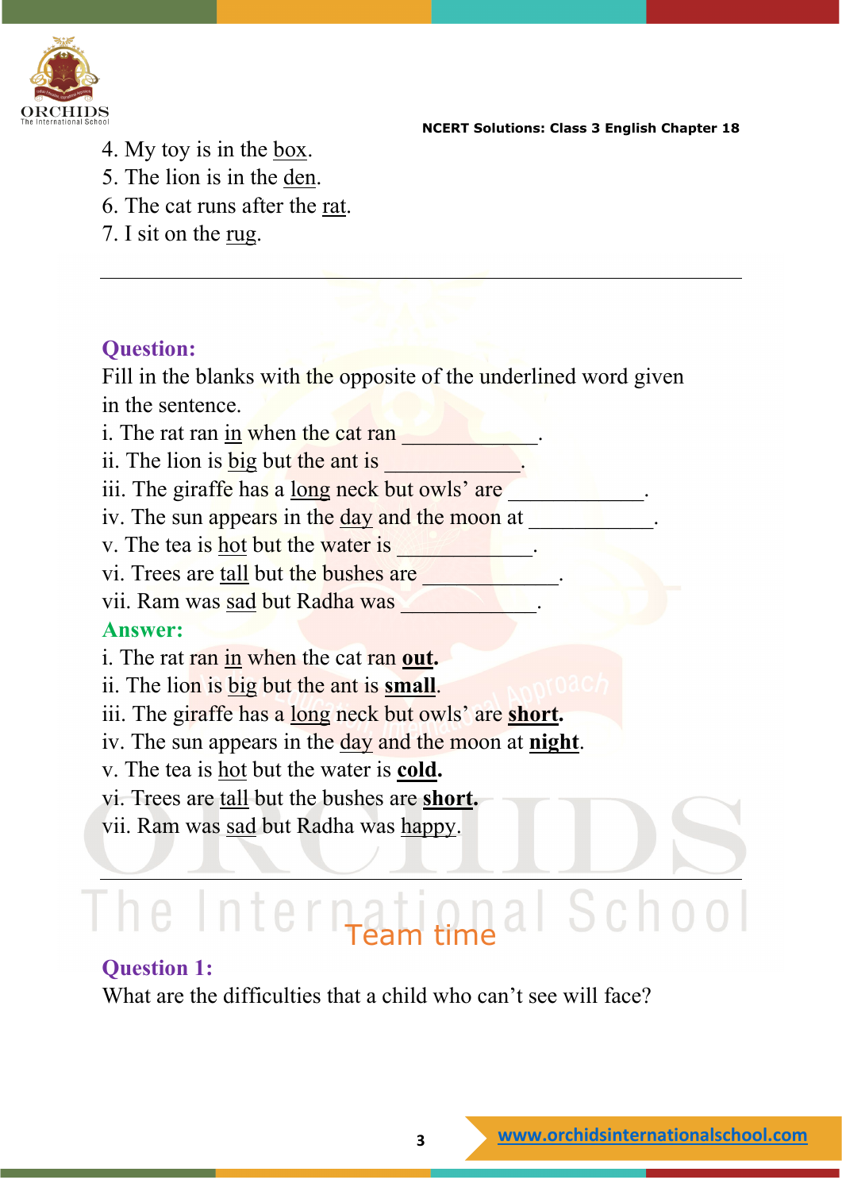4. My toy is in the <u>box</u>.
5. The lion is in the <u>den</u>.
6. The cat runs after the <u>rat</u>.
7. I sit on the <u>rug</u>.

---

**Question:**

Fill in the blanks with the opposite of the underlined word given in the sentence.

i. The rat ran <u>in</u> when the cat ran ____________.
ii. The lion is <u>big</u> but the ant is ____________.
iii. The giraffe has a <u>long</u> neck but owls' are ____________.
iv. The sun appears in the <u>day</u> and the moon at ____________.
v. The tea is <u>hot</u> but the water is ____________.
vi. Trees are <u>tall</u> but the bushes are ____________.
vii. Ram was <u>sad</u> but Radha was ____________.

**Answer:**

i. The rat ran <u>in</u> when the cat ran **<u>out</u>.**
ii. The lion is <u>big</u> but the ant is **<u>small</u>**.
iii. The giraffe has a <u>long</u> neck but owls' are **<u>short</u>.**
iv. The sun appears in the <u>day</u> and the moon at **<u>night</u>**.
v. The tea is <u>hot</u> but the water is **<u>cold</u>.**
vi. Trees are <u>tall</u> but the bushes are **<u>short</u>.**
vii. Ram was <u>sad</u> but Radha was <u>happy</u>.

---

## Team time

**Question 1:**

What are the difficulties that a child who can't see will face?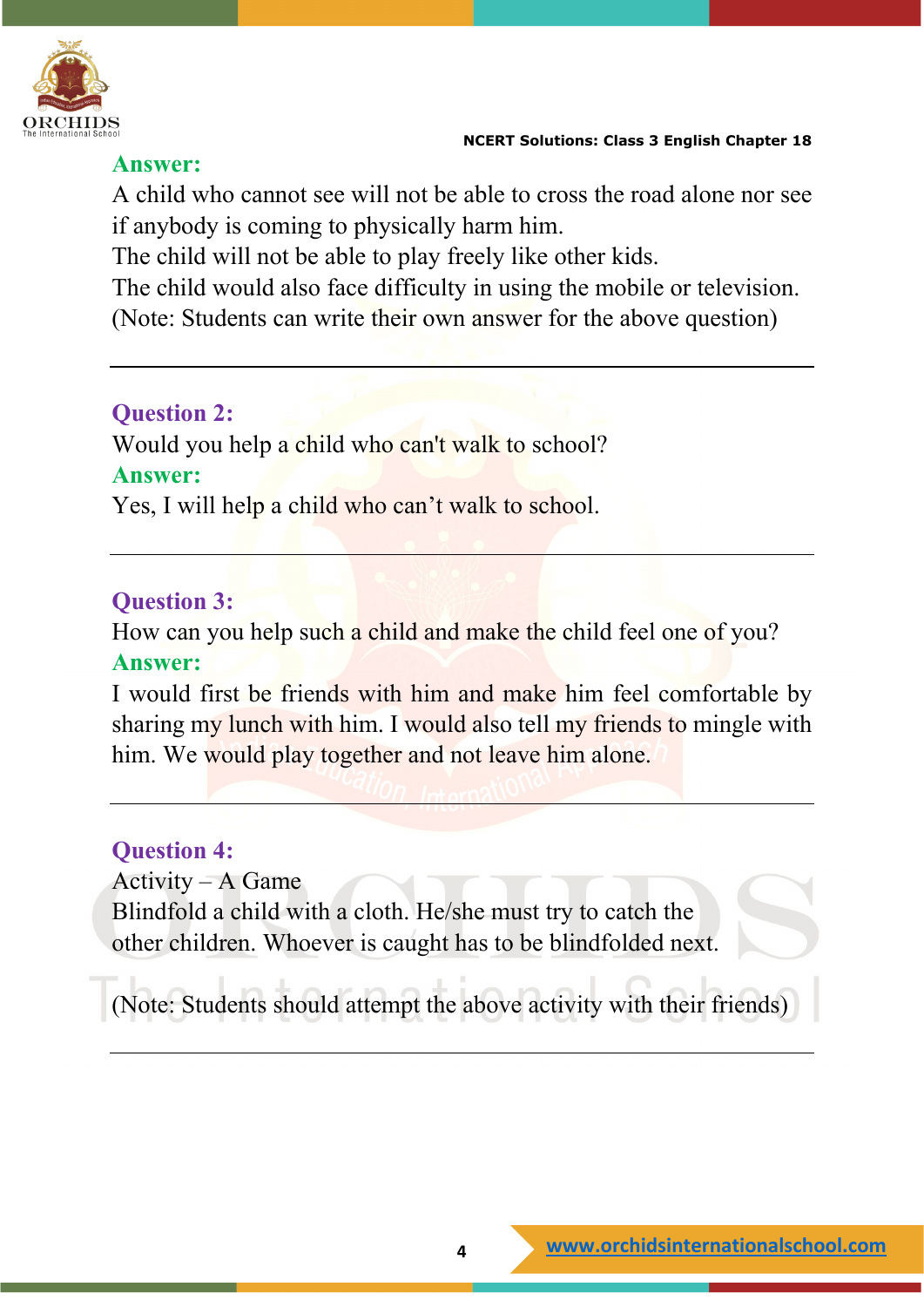**Answer:**

A child who cannot see will not be able to cross the road alone nor see if anybody is coming to physically harm him.
The child will not be able to play freely like other kids.
The child would also face difficulty in using the mobile or television.
(Note: Students can write their own answer for the above question)

---

**Question 2:**

Would you help a child who can't walk to school?

**Answer:**

Yes, I will help a child who can't walk to school.

---

**Question 3:**

How can you help such a child and make the child feel one of you?

**Answer:**

I would first be friends with him and make him feel comfortable by sharing my lunch with him. I would also tell my friends to mingle with him. We would play together and not leave him alone.

---

**Question 4:**

Activity – A Game
Blindfold a child with a cloth. He/she must try to catch the other children. Whoever is caught has to be blindfolded next.

(Note: Students should attempt the above activity with their friends)

---